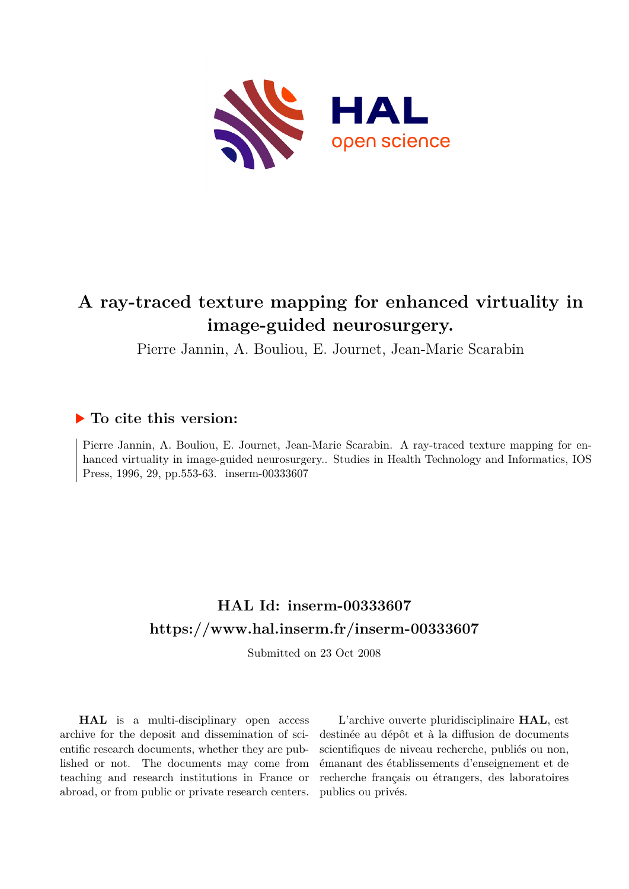# A ray-traced texture mapping for enhanced virtuality in image-guided neurosurgery.

Pierre Jannin, A. Bouliou, E. Journet, Jean-Marie Scarabin

## ▶ To cite this version:

Pierre Jannin, A. Bouliou, E. Journet, Jean-Marie Scarabin. A ray-traced texture mapping for enhanced virtuality in image-guided neurosurgery.. Studies in Health Technology and Informatics, IOS Press, 1996, 29, pp.553-63. inserm-00333607

## HAL Id: inserm-00333607
## https://www.hal.inserm.fr/inserm-00333607

Submitted on 23 Oct 2008

**HAL** is a multi-disciplinary open access archive for the deposit and dissemination of scientific research documents, whether they are published or not. The documents may come from teaching and research institutions in France or abroad, or from public or private research centers.

L'archive ouverte pluridisciplinaire **HAL**, est destinée au dépôt et à la diffusion de documents scientifiques de niveau recherche, publiés ou non, émanant des établissements d'enseignement et de recherche français ou étrangers, des laboratoires publics ou privés.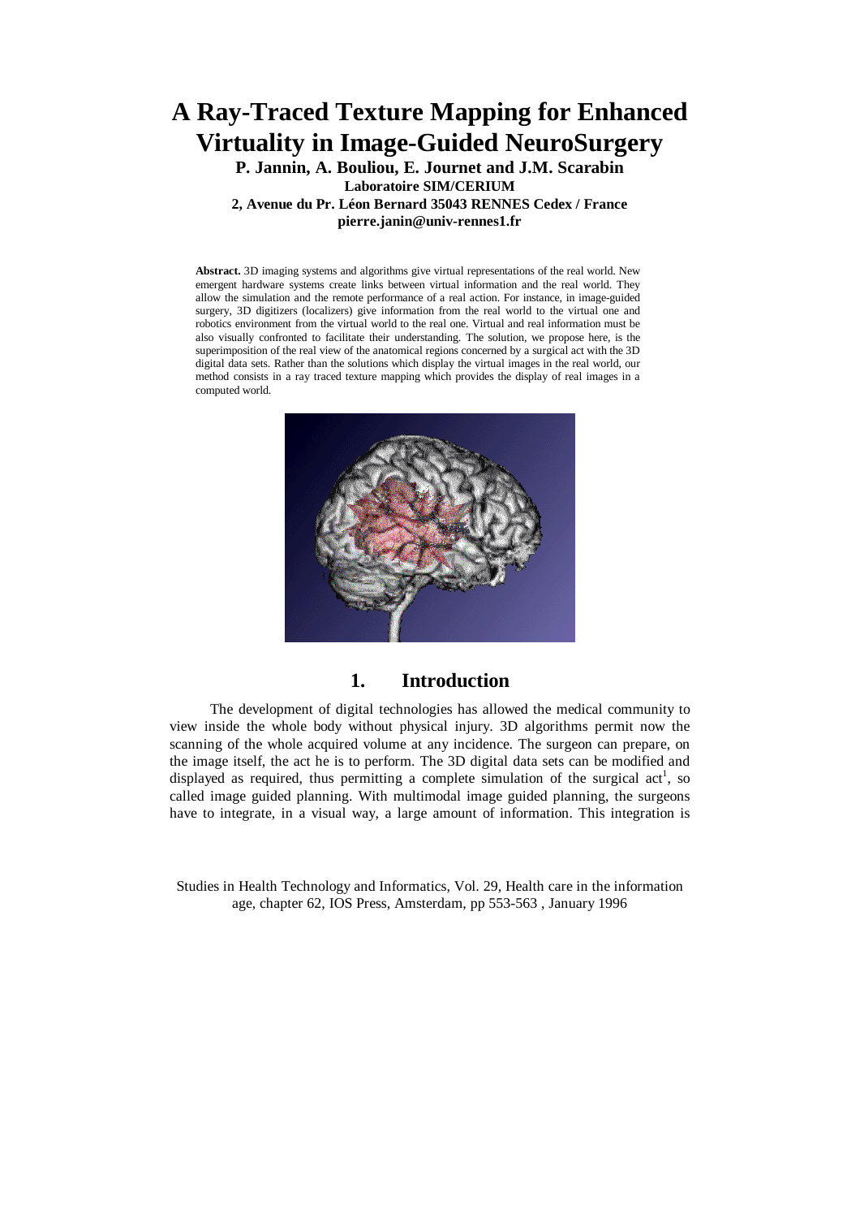# A Ray-Traced Texture Mapping for Enhanced Virtuality in Image-Guided NeuroSurgery

**P. Jannin, A. Bouliou, E. Journet and J.M. Scarabin**
**Laboratoire SIM/CERIUM**
**2, Avenue du Pr. Léon Bernard 35043 RENNES Cedex / France**
**pierre.janin@univ-rennes1.fr**

**Abstract.** 3D imaging systems and algorithms give virtual representations of the real world. New emergent hardware systems create links between virtual information and the real world. They allow the simulation and the remote performance of a real action. For instance, in image-guided surgery, 3D digitizers (localizers) give information from the real world to the virtual one and robotics environment from the virtual world to the real one. Virtual and real information must be also visually confronted to facilitate their understanding. The solution, we propose here, is the superimposition of the real view of the anatomical regions concerned by a surgical act with the 3D digital data sets. Rather than the solutions which display the virtual images in the real world, our method consists in a ray traced texture mapping which provides the display of real images in a computed world.

## 1. Introduction

The development of digital technologies has allowed the medical community to view inside the whole body without physical injury. 3D algorithms permit now the scanning of the whole acquired volume at any incidence. The surgeon can prepare, on the image itself, the act he is to perform. The 3D digital data sets can be modified and displayed as required, thus permitting a complete simulation of the surgical act[1], so called image guided planning. With multimodal image guided planning, the surgeons have to integrate, in a visual way, a large amount of information. This integration is

Studies in Health Technology and Informatics, Vol. 29, Health care in the information age, chapter 62, IOS Press, Amsterdam, pp 553-563 , January 1996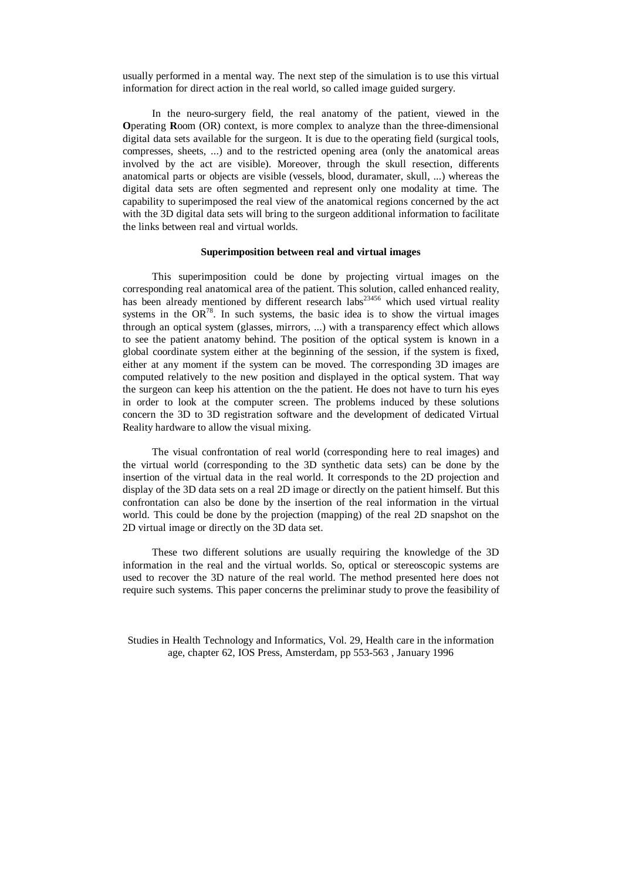usually performed in a mental way. The next step of the simulation is to use this virtual information for direct action in the real world, so called image guided surgery.

In the neuro-surgery field, the real anatomy of the patient, viewed in the **O**perating **R**oom (OR) context, is more complex to analyze than the three-dimensional digital data sets available for the surgeon. It is due to the operating field (surgical tools, compresses, sheets, ...) and to the restricted opening area (only the anatomical areas involved by the act are visible). Moreover, through the skull resection, differents anatomical parts or objects are visible (vessels, blood, duramater, skull, ...) whereas the digital data sets are often segmented and represent only one modality at time. The capability to superimposed the real view of the anatomical regions concerned by the act with the 3D digital data sets will bring to the surgeon additional information to facilitate the links between real and virtual worlds.

### Superimposition between real and virtual images

This superimposition could be done by projecting virtual images on the corresponding real anatomical area of the patient. This solution, called enhanced reality, has been already mentioned by different research labs[2,3,4,5,6] which used virtual reality systems in the OR[7,8]. In such systems, the basic idea is to show the virtual images through an optical system (glasses, mirrors, ...) with a transparency effect which allows to see the patient anatomy behind. The position of the optical system is known in a global coordinate system either at the beginning of the session, if the system is fixed, either at any moment if the system can be moved. The corresponding 3D images are computed relatively to the new position and displayed in the optical system. That way the surgeon can keep his attention on the the patient. He does not have to turn his eyes in order to look at the computer screen. The problems induced by these solutions concern the 3D to 3D registration software and the development of dedicated Virtual Reality hardware to allow the visual mixing.

The visual confrontation of real world (corresponding here to real images) and the virtual world (corresponding to the 3D synthetic data sets) can be done by the insertion of the virtual data in the real world. It corresponds to the 2D projection and display of the 3D data sets on a real 2D image or directly on the patient himself. But this confrontation can also be done by the insertion of the real information in the virtual world. This could be done by the projection (mapping) of the real 2D snapshot on the 2D virtual image or directly on the 3D data set.

These two different solutions are usually requiring the knowledge of the 3D information in the real and the virtual worlds. So, optical or stereoscopic systems are used to recover the 3D nature of the real world. The method presented here does not require such systems. This paper concerns the preliminar study to prove the feasibility of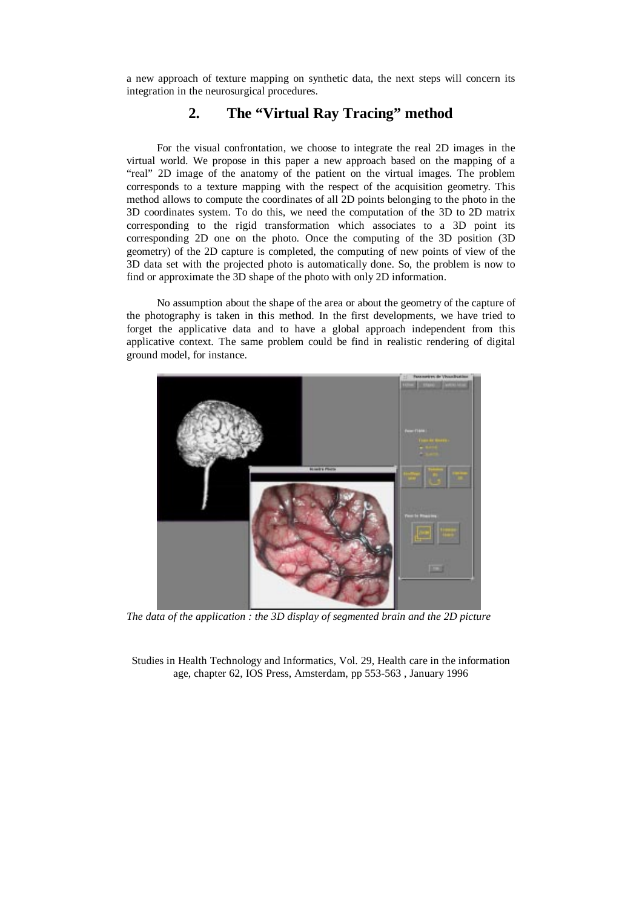a new approach of texture mapping on synthetic data, the next steps will concern its integration in the neurosurgical procedures.

## 2. The "Virtual Ray Tracing" method

For the visual confrontation, we choose to integrate the real 2D images in the virtual world. We propose in this paper a new approach based on the mapping of a "real" 2D image of the anatomy of the patient on the virtual images. The problem corresponds to a texture mapping with the respect of the acquisition geometry. This method allows to compute the coordinates of all 2D points belonging to the photo in the 3D coordinates system. To do this, we need the computation of the 3D to 2D matrix corresponding to the rigid transformation which associates to a 3D point its corresponding 2D one on the photo. Once the computing of the 3D position (3D geometry) of the 2D capture is completed, the computing of new points of view of the 3D data set with the projected photo is automatically done. So, the problem is now to find or approximate the 3D shape of the photo with only 2D information.

No assumption about the shape of the area or about the geometry of the capture of the photography is taken in this method. In the first developments, we have tried to forget the applicative data and to have a global approach independent from this applicative context. The same problem could be find in realistic rendering of digital ground model, for instance.

*The data of the application : the 3D display of segmented brain and the 2D picture*

Studies in Health Technology and Informatics, Vol. 29, Health care in the information age, chapter 62, IOS Press, Amsterdam, pp 553-563 , January 1996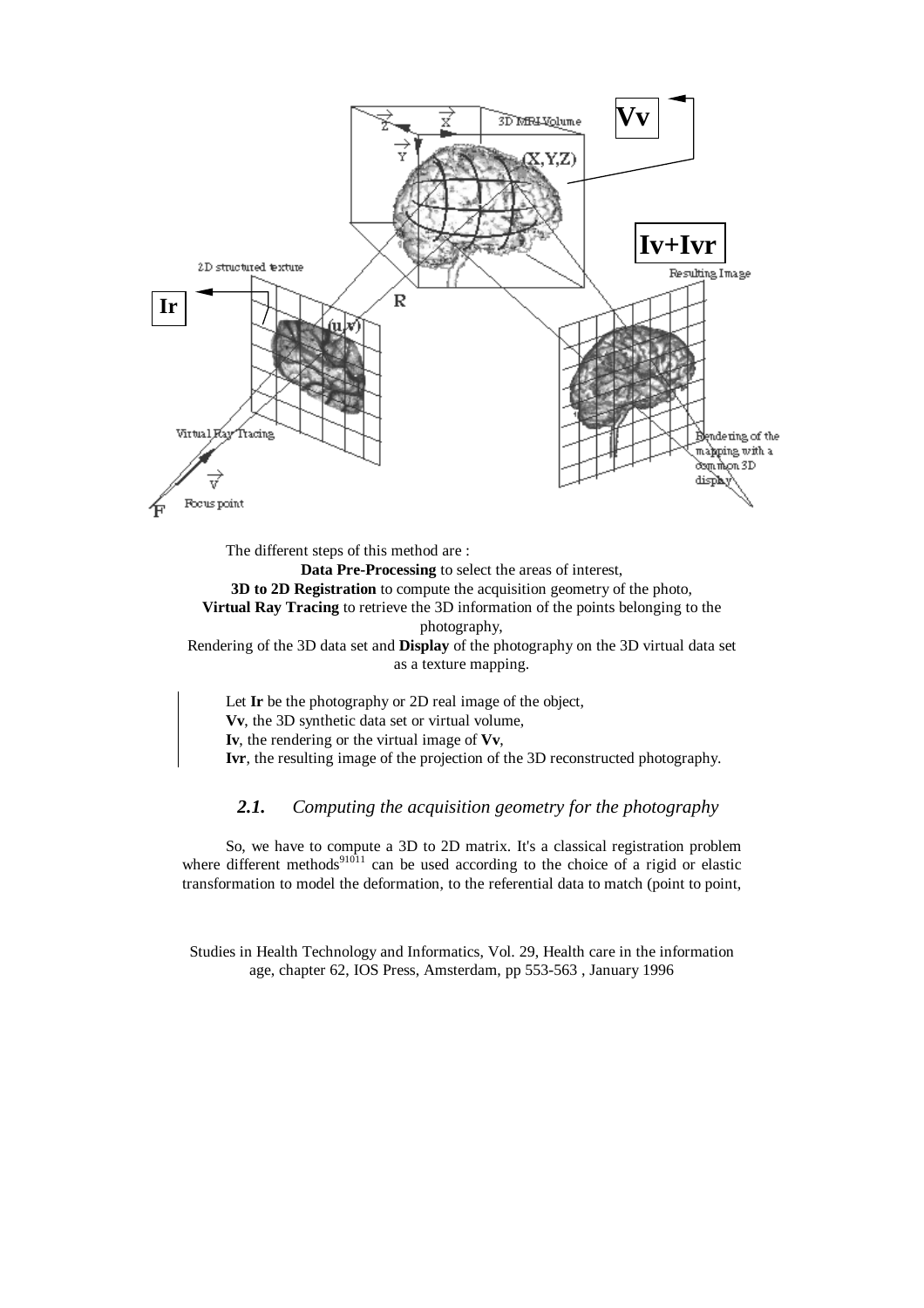The different steps of this method are :

**Data Pre-Processing** to select the areas of interest,
**3D to 2D Registration** to compute the acquisition geometry of the photo,
**Virtual Ray Tracing** to retrieve the 3D information of the points belonging to the photography,
Rendering of the 3D data set and **Display** of the photography on the 3D virtual data set as a texture mapping.

Let **Ir** be the photography or 2D real image of the object,
**Vv**, the 3D synthetic data set or virtual volume,
**Iv**, the rendering or the virtual image of **Vv**,
**Ivr**, the resulting image of the projection of the 3D reconstructed photography.

### *2.1. Computing the acquisition geometry for the photography*

So, we have to compute a 3D to 2D matrix. It's a classical registration problem where different methods[9,10,11] can be used according to the choice of a rigid or elastic transformation to model the deformation, to the referential data to match (point to point,

Studies in Health Technology and Informatics, Vol. 29, Health care in the information age, chapter 62, IOS Press, Amsterdam, pp 553-563 , January 1996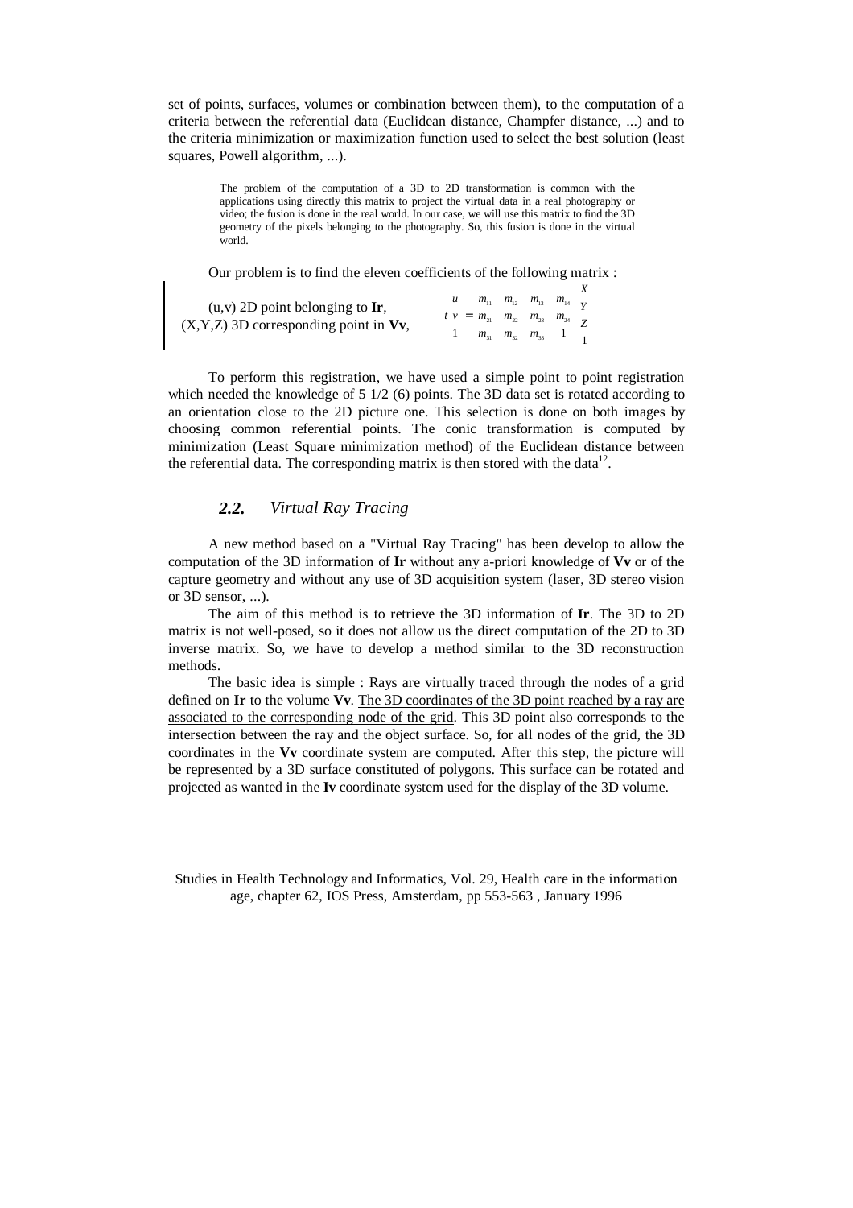set of points, surfaces, volumes or combination between them), to the computation of a criteria between the referential data (Euclidean distance, Champfer distance, ...) and to the criteria minimization or maximization function used to select the best solution (least squares, Powell algorithm, ...).

> The problem of the computation of a 3D to 2D transformation is common with the applications using directly this matrix to project the virtual data in a real photography or video; the fusion is done in the real world. In our case, we will use this matrix to find the 3D geometry of the pixels belonging to the photography. So, this fusion is done in the virtual world.

Our problem is to find the eleven coefficients of the following matrix :

(u,v) 2D point belonging to **Ir**,
(X,Y,Z) 3D corresponding point in **Vv**,

$$t \begin{pmatrix} u \\ v \\ 1 \end{pmatrix} = \begin{pmatrix} m_{11} & m_{12} & m_{13} & m_{14} \\ m_{21} & m_{22} & m_{23} & m_{24} \\ m_{31} & m_{32} & m_{33} & 1 \end{pmatrix} \begin{pmatrix} X \\ Y \\ Z \\ 1 \end{pmatrix}$$

To perform this registration, we have used a simple point to point registration which needed the knowledge of 5 1/2 (6) points. The 3D data set is rotated according to an orientation close to the 2D picture one. This selection is done on both images by choosing common referential points. The conic transformation is computed by minimization (Least Square minimization method) of the Euclidean distance between the referential data. The corresponding matrix is then stored with the data[12].

## *2.2. Virtual Ray Tracing*

A new method based on a "Virtual Ray Tracing" has been develop to allow the computation of the 3D information of **Ir** without any a-priori knowledge of **Vv** or of the capture geometry and without any use of 3D acquisition system (laser, 3D stereo vision or 3D sensor, ...).

The aim of this method is to retrieve the 3D information of **Ir**. The 3D to 2D matrix is not well-posed, so it does not allow us the direct computation of the 2D to 3D inverse matrix. So, we have to develop a method similar to the 3D reconstruction methods.

The basic idea is simple : Rays are virtually traced through the nodes of a grid defined on **Ir** to the volume **Vv**. The 3D coordinates of the 3D point reached by a ray are associated to the corresponding node of the grid. This 3D point also corresponds to the intersection between the ray and the object surface. So, for all nodes of the grid, the 3D coordinates in the **Vv** coordinate system are computed. After this step, the picture will be represented by a 3D surface constituted of polygons. This surface can be rotated and projected as wanted in the **Iv** coordinate system used for the display of the 3D volume.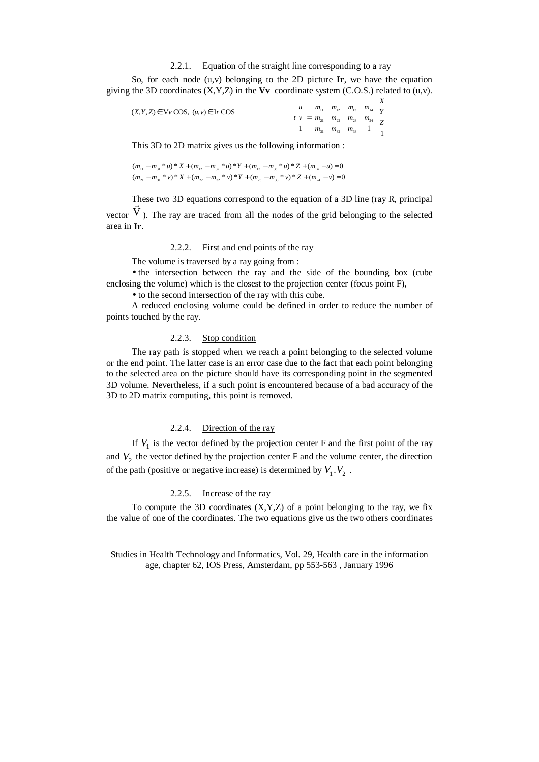#### 2.2.1. Equation of the straight line corresponding to a ray

So, for each node (u,v) belonging to the 2D picture **Ir**, we have the equation giving the 3D coordinates (X,Y,Z) in the **Vv** coordinate system (C.O.S.) related to (u,v).

$$(X,Y,Z) \in Vv\ \text{COS},\ (u,v) \in Ir\ \text{COS} \qquad t \begin{pmatrix} u \\ v \\ 1 \end{pmatrix} = \begin{pmatrix} m_{11} & m_{12} & m_{13} & m_{14} \\ m_{21} & m_{22} & m_{23} & m_{24} \\ m_{31} & m_{32} & m_{33} & 1 \end{pmatrix} \begin{pmatrix} X \\ Y \\ Z \\ 1 \end{pmatrix}$$

This 3D to 2D matrix gives us the following information :

$$(m_{11} - m_{31} * u) * X + (m_{12} - m_{32} * u) * Y + (m_{13} - m_{33} * u) * Z + (m_{14} - u) = 0$$
$$(m_{21} - m_{31} * v) * X + (m_{22} - m_{32} * v) * Y + (m_{23} - m_{33} * v) * Z + (m_{24} - v) = 0$$

These two 3D equations correspond to the equation of a 3D line (ray R, principal vector $\vec{V}$). The ray are traced from all the nodes of the grid belonging to the selected area in **Ir**.

#### 2.2.2. First and end points of the ray

The volume is traversed by a ray going from :

- the intersection between the ray and the side of the bounding box (cube enclosing the volume) which is the closest to the projection center (focus point F),
- to the second intersection of the ray with this cube.

A reduced enclosing volume could be defined in order to reduce the number of points touched by the ray.

#### 2.2.3. Stop condition

The ray path is stopped when we reach a point belonging to the selected volume or the end point. The latter case is an error case due to the fact that each point belonging to the selected area on the picture should have its corresponding point in the segmented 3D volume. Nevertheless, if a such point is encountered because of a bad accuracy of the 3D to 2D matrix computing, this point is removed.

#### 2.2.4. Direction of the ray

If $V_1$ is the vector defined by the projection center F and the first point of the ray and $V_2$ the vector defined by the projection center F and the volume center, the direction of the path (positive or negative increase) is determined by $V_1.V_2$ .

#### 2.2.5. Increase of the ray

To compute the 3D coordinates (X,Y,Z) of a point belonging to the ray, we fix the value of one of the coordinates. The two equations give us the two others coordinates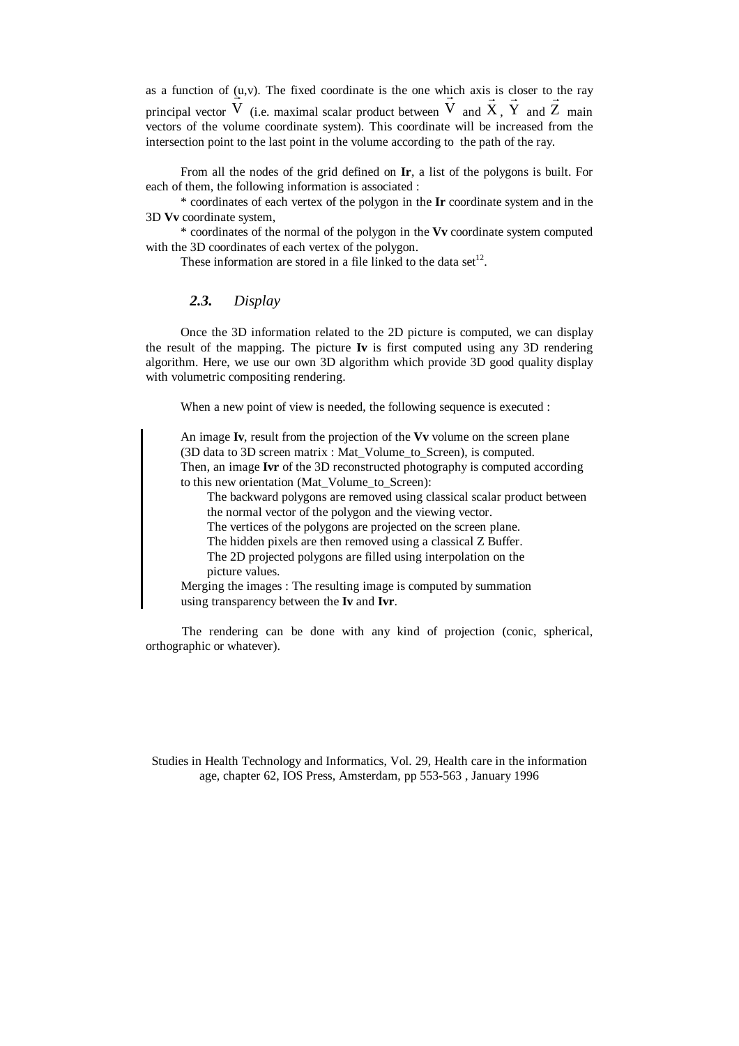as a function of (u,v). The fixed coordinate is the one which axis is closer to the ray principal vector $\vec{V}$ (i.e. maximal scalar product between $\vec{V}$ and $\vec{X}$, $\vec{Y}$ and $\vec{Z}$ main vectors of the volume coordinate system). This coordinate will be increased from the intersection point to the last point in the volume according to the path of the ray.

From all the nodes of the grid defined on **Ir**, a list of the polygons is built. For each of them, the following information is associated :

* coordinates of each vertex of the polygon in the **Ir** coordinate system and in the 3D **Vv** coordinate system,

* coordinates of the normal of the polygon in the **Vv** coordinate system computed with the 3D coordinates of each vertex of the polygon.

These information are stored in a file linked to the data set[12].

### *2.3. Display*

Once the 3D information related to the 2D picture is computed, we can display the result of the mapping. The picture **Iv** is first computed using any 3D rendering algorithm. Here, we use our own 3D algorithm which provide 3D good quality display with volumetric compositing rendering.

When a new point of view is needed, the following sequence is executed :

> An image **Iv**, result from the projection of the **Vv** volume on the screen plane (3D data to 3D screen matrix : Mat_Volume_to_Screen), is computed.
> Then, an image **Ivr** of the 3D reconstructed photography is computed according to this new orientation (Mat_Volume_to_Screen):
>
> > The backward polygons are removed using classical scalar product between the normal vector of the polygon and the viewing vector.
> > The vertices of the polygons are projected on the screen plane.
> > The hidden pixels are then removed using a classical Z Buffer.
> > The 2D projected polygons are filled using interpolation on the picture values.
>
> Merging the images : The resulting image is computed by summation using transparency between the **Iv** and **Ivr**.

The rendering can be done with any kind of projection (conic, spherical, orthographic or whatever).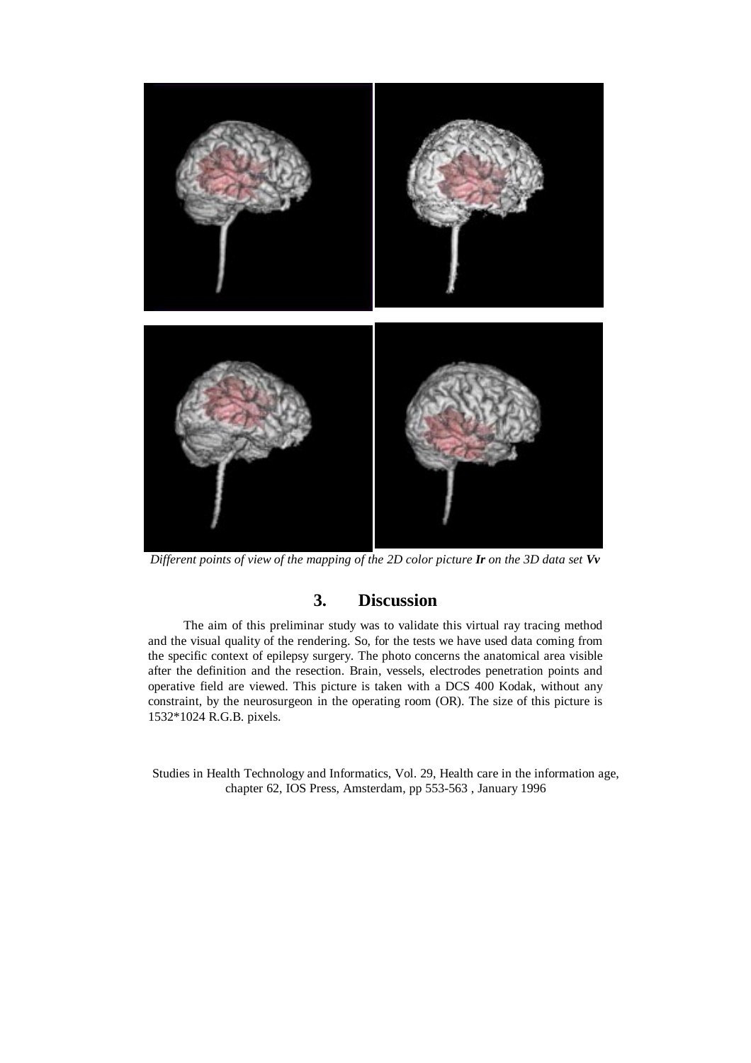*Different points of view of the mapping of the 2D color picture **Ir** on the 3D data set **Vv***

## 3. Discussion

The aim of this preliminar study was to validate this virtual ray tracing method and the visual quality of the rendering. So, for the tests we have used data coming from the specific context of epilepsy surgery. The photo concerns the anatomical area visible after the definition and the resection. Brain, vessels, electrodes penetration points and operative field are viewed. This picture is taken with a DCS 400 Kodak, without any constraint, by the neurosurgeon in the operating room (OR). The size of this picture is 1532*1024 R.G.B. pixels.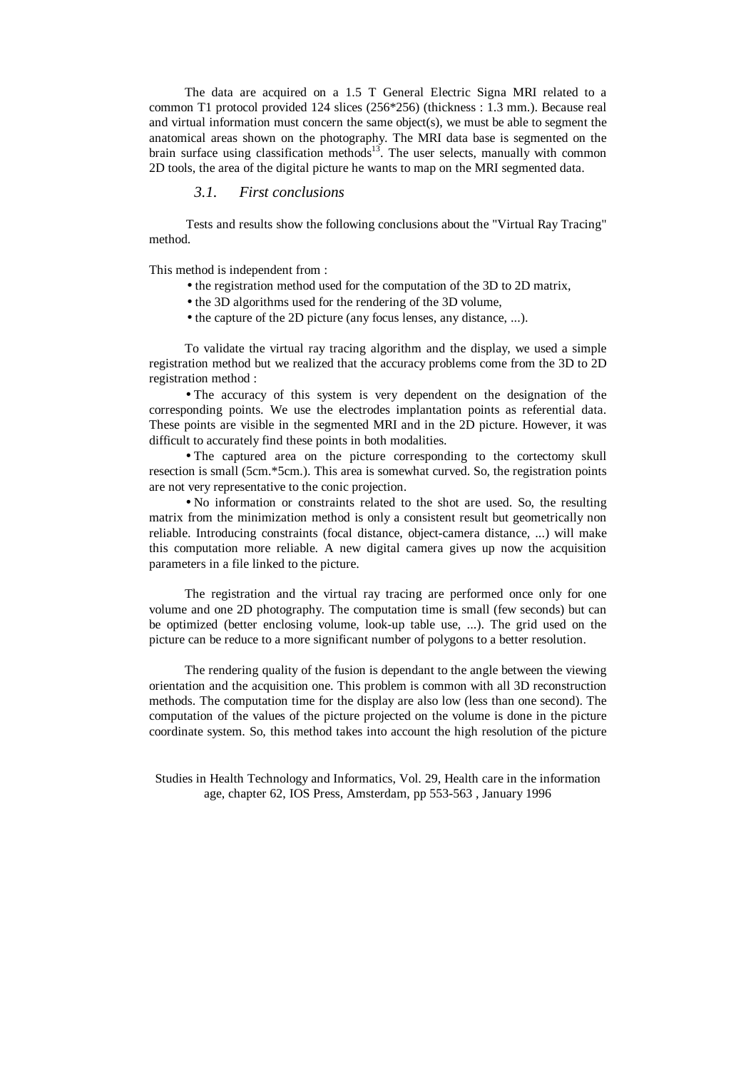The data are acquired on a 1.5 T General Electric Signa MRI related to a common T1 protocol provided 124 slices (256*256) (thickness : 1.3 mm.). Because real and virtual information must concern the same object(s), we must be able to segment the anatomical areas shown on the photography. The MRI data base is segmented on the brain surface using classification methods[13]. The user selects, manually with common 2D tools, the area of the digital picture he wants to map on the MRI segmented data.

### *3.1. First conclusions*

Tests and results show the following conclusions about the "Virtual Ray Tracing" method.

This method is independent from :

- the registration method used for the computation of the 3D to 2D matrix,
- the 3D algorithms used for the rendering of the 3D volume,
- the capture of the 2D picture (any focus lenses, any distance, ...).

To validate the virtual ray tracing algorithm and the display, we used a simple registration method but we realized that the accuracy problems come from the 3D to 2D registration method :

- The accuracy of this system is very dependent on the designation of the corresponding points. We use the electrodes implantation points as referential data. These points are visible in the segmented MRI and in the 2D picture. However, it was difficult to accurately find these points in both modalities.
- The captured area on the picture corresponding to the cortectomy skull resection is small (5cm.*5cm.). This area is somewhat curved. So, the registration points are not very representative to the conic projection.
- No information or constraints related to the shot are used. So, the resulting matrix from the minimization method is only a consistent result but geometrically non reliable. Introducing constraints (focal distance, object-camera distance, ...) will make this computation more reliable. A new digital camera gives up now the acquisition parameters in a file linked to the picture.

The registration and the virtual ray tracing are performed once only for one volume and one 2D photography. The computation time is small (few seconds) but can be optimized (better enclosing volume, look-up table use, ...). The grid used on the picture can be reduce to a more significant number of polygons to a better resolution.

The rendering quality of the fusion is dependant to the angle between the viewing orientation and the acquisition one. This problem is common with all 3D reconstruction methods. The computation time for the display are also low (less than one second). The computation of the values of the picture projected on the volume is done in the picture coordinate system. So, this method takes into account the high resolution of the picture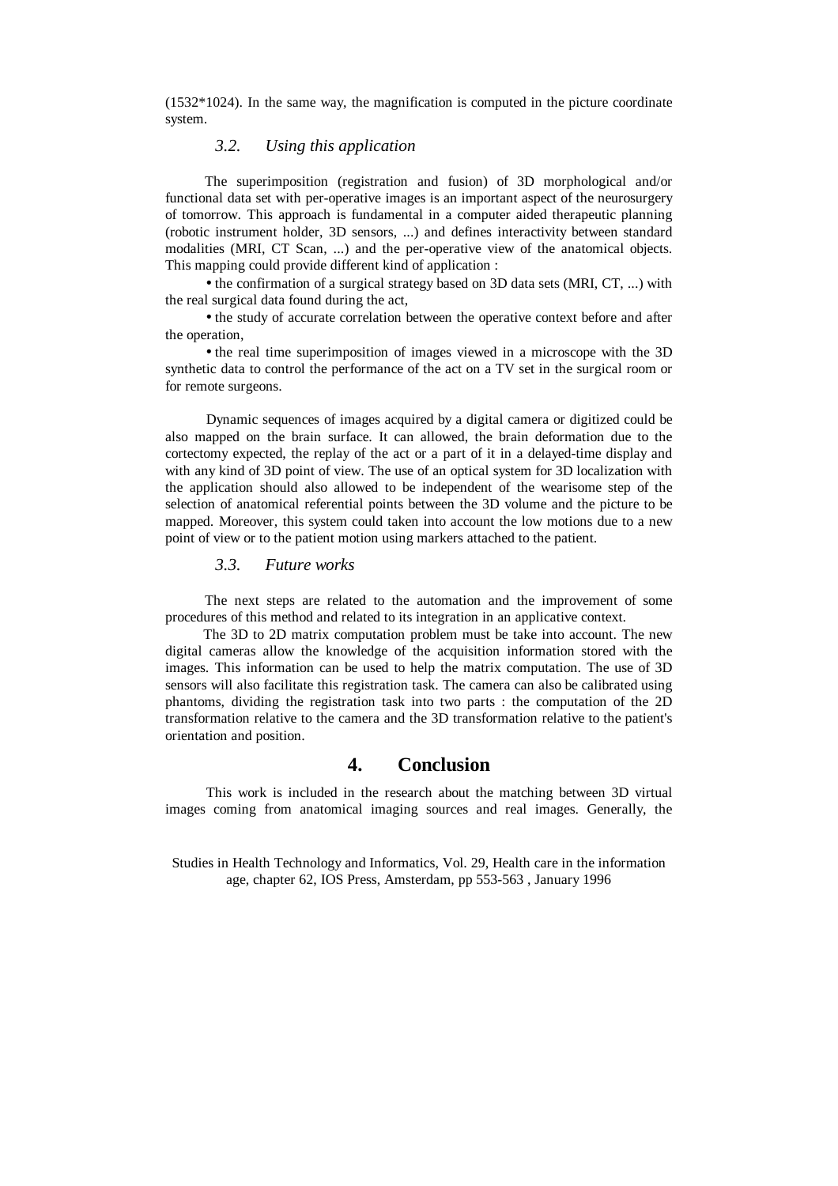(1532*1024). In the same way, the magnification is computed in the picture coordinate system.

### *3.2. Using this application*

The superimposition (registration and fusion) of 3D morphological and/or functional data set with per-operative images is an important aspect of the neurosurgery of tomorrow. This approach is fundamental in a computer aided therapeutic planning (robotic instrument holder, 3D sensors, ...) and defines interactivity between standard modalities (MRI, CT Scan, ...) and the per-operative view of the anatomical objects. This mapping could provide different kind of application :

- the confirmation of a surgical strategy based on 3D data sets (MRI, CT, ...) with the real surgical data found during the act,
- the study of accurate correlation between the operative context before and after the operation,
- the real time superimposition of images viewed in a microscope with the 3D synthetic data to control the performance of the act on a TV set in the surgical room or for remote surgeons.

Dynamic sequences of images acquired by a digital camera or digitized could be also mapped on the brain surface. It can allowed, the brain deformation due to the cortectomy expected, the replay of the act or a part of it in a delayed-time display and with any kind of 3D point of view. The use of an optical system for 3D localization with the application should also allowed to be independent of the wearisome step of the selection of anatomical referential points between the 3D volume and the picture to be mapped. Moreover, this system could taken into account the low motions due to a new point of view or to the patient motion using markers attached to the patient.

### *3.3. Future works*

The next steps are related to the automation and the improvement of some procedures of this method and related to its integration in an applicative context.

The 3D to 2D matrix computation problem must be take into account. The new digital cameras allow the knowledge of the acquisition information stored with the images. This information can be used to help the matrix computation. The use of 3D sensors will also facilitate this registration task. The camera can also be calibrated using phantoms, dividing the registration task into two parts : the computation of the 2D transformation relative to the camera and the 3D transformation relative to the patient's orientation and position.

## 4. Conclusion

This work is included in the research about the matching between 3D virtual images coming from anatomical imaging sources and real images. Generally, the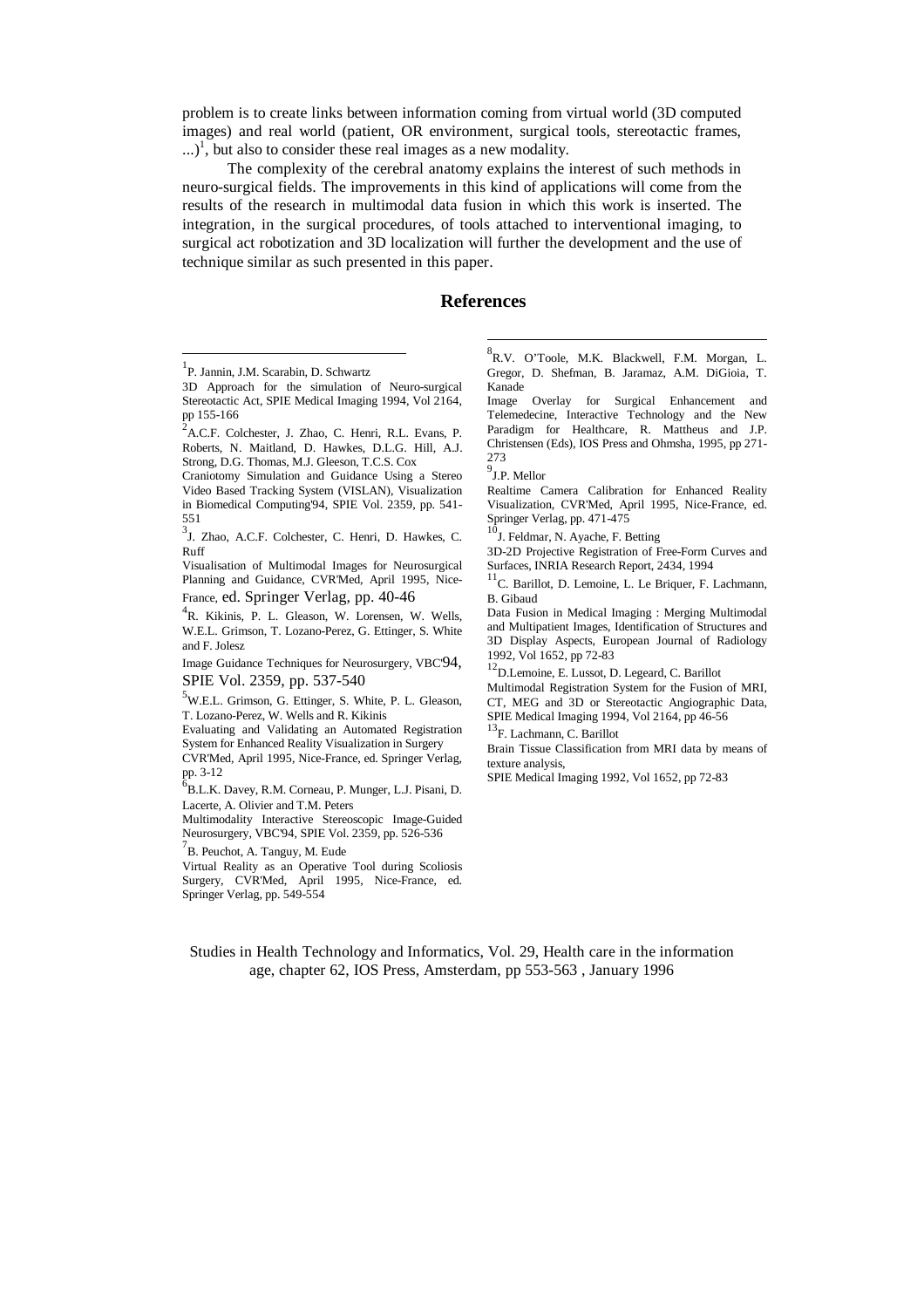problem is to create links between information coming from virtual world (3D computed images) and real world (patient, OR environment, surgical tools, stereotactic frames, ...)[1], but also to consider these real images as a new modality.

The complexity of the cerebral anatomy explains the interest of such methods in neuro-surgical fields. The improvements in this kind of applications will come from the results of the research in multimodal data fusion in which this work is inserted. The integration, in the surgical procedures, of tools attached to interventional imaging, to surgical act robotization and 3D localization will further the development and the use of technique similar as such presented in this paper.

## References

[1] P. Jannin, J.M. Scarabin, D. Schwartz
3D Approach for the simulation of Neuro-surgical Stereotactic Act, SPIE Medical Imaging 1994, Vol 2164, pp 155-166

[2] A.C.F. Colchester, J. Zhao, C. Henri, R.L. Evans, P. Roberts, N. Maitland, D. Hawkes, D.L.G. Hill, A.J. Strong, D.G. Thomas, M.J. Gleeson, T.C.S. Cox
Craniotomy Simulation and Guidance Using a Stereo Video Based Tracking System (VISLAN), Visualization in Biomedical Computing'94, SPIE Vol. 2359, pp. 541-551

[3] J. Zhao, A.C.F. Colchester, C. Henri, D. Hawkes, C. Ruff
Visualisation of Multimodal Images for Neurosurgical Planning and Guidance, CVR'Med, April 1995, Nice-France, ed. Springer Verlag, pp. 40-46

[4] R. Kikinis, P. L. Gleason, W. Lorensen, W. Wells, W.E.L. Grimson, T. Lozano-Perez, G. Ettinger, S. White and F. Jolesz
Image Guidance Techniques for Neurosurgery, VBC'94, SPIE Vol. 2359, pp. 537-540

[5] W.E.L. Grimson, G. Ettinger, S. White, P. L. Gleason, T. Lozano-Perez, W. Wells and R. Kikinis
Evaluating and Validating an Automated Registration System for Enhanced Reality Visualization in Surgery
CVR'Med, April 1995, Nice-France, ed. Springer Verlag, pp. 3-12

[6] B.L.K. Davey, R.M. Corneau, P. Munger, L.J. Pisani, D. Lacerte, A. Olivier and T.M. Peters
Multimodality Interactive Stereoscopic Image-Guided Neurosurgery, VBC'94, SPIE Vol. 2359, pp. 526-536

[7] B. Peuchot, A. Tanguy, M. Eude
Virtual Reality as an Operative Tool during Scoliosis Surgery, CVR'Med, April 1995, Nice-France, ed. Springer Verlag, pp. 549-554

[8] R.V. O'Toole, M.K. Blackwell, F.M. Morgan, L. Gregor, D. Shefman, B. Jaramaz, A.M. DiGioia, T. Kanade
Image Overlay for Surgical Enhancement and Telemedecine, Interactive Technology and the New Paradigm for Healthcare, R. Mattheus and J.P. Christensen (Eds), IOS Press and Ohmsha, 1995, pp 271-273

[9] J.P. Mellor
Realtime Camera Calibration for Enhanced Reality Visualization, CVR'Med, April 1995, Nice-France, ed. Springer Verlag, pp. 471-475

[10] J. Feldmar, N. Ayache, F. Betting
3D-2D Projective Registration of Free-Form Curves and Surfaces, INRIA Research Report, 2434, 1994

[11] C. Barillot, D. Lemoine, L. Le Briquer, F. Lachmann, B. Gibaud
Data Fusion in Medical Imaging : Merging Multimodal and Multipatient Images, Identification of Structures and 3D Display Aspects, European Journal of Radiology 1992, Vol 1652, pp 72-83

[12] D.Lemoine, E. Lussot, D. Legeard, C. Barillot
Multimodal Registration System for the Fusion of MRI, CT, MEG and 3D or Stereotactic Angiographic Data, SPIE Medical Imaging 1994, Vol 2164, pp 46-56

[13] F. Lachmann, C. Barillot
Brain Tissue Classification from MRI data by means of texture analysis,
SPIE Medical Imaging 1992, Vol 1652, pp 72-83

Studies in Health Technology and Informatics, Vol. 29, Health care in the information age, chapter 62, IOS Press, Amsterdam, pp 553-563 , January 1996